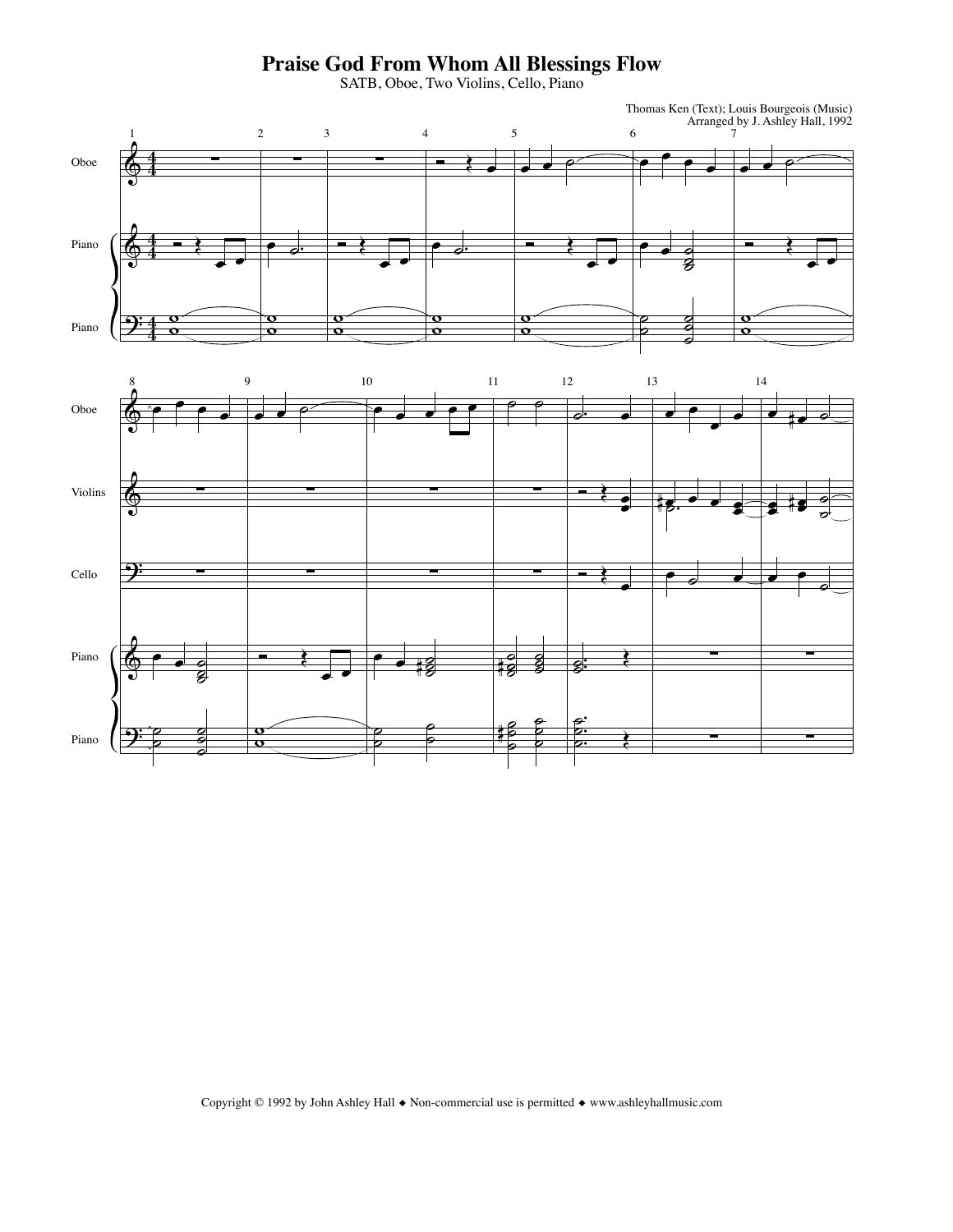# Praise God From Whom All Blessings Flow

SATB, Oboe, Two Violins, Cello, Piano

Thomas Ken (Text); Louis Bourgeois (Music)
Arranged by J. Ashley Hall, 1992

Oboe

Piano

Violins

Cello

Copyright © 1992 by John Ashley Hall ◆ Non-commercial use is permitted ◆ www.ashleyhallmusic.com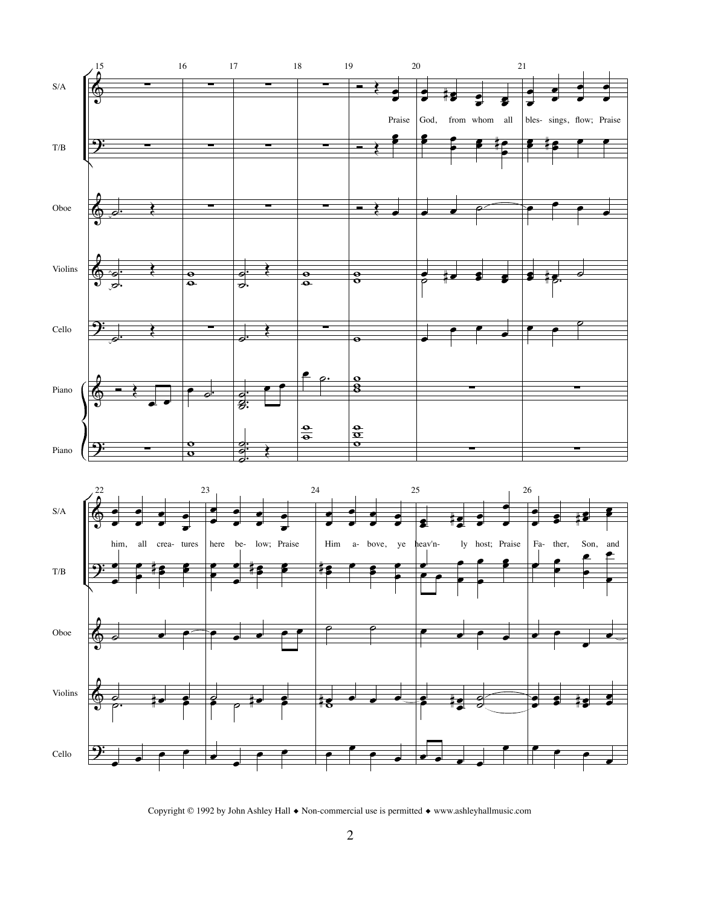Copyright © 1992 by John Ashley Hall ◆ Non-commercial use is permitted ◆ www.ashleyhallmusic.com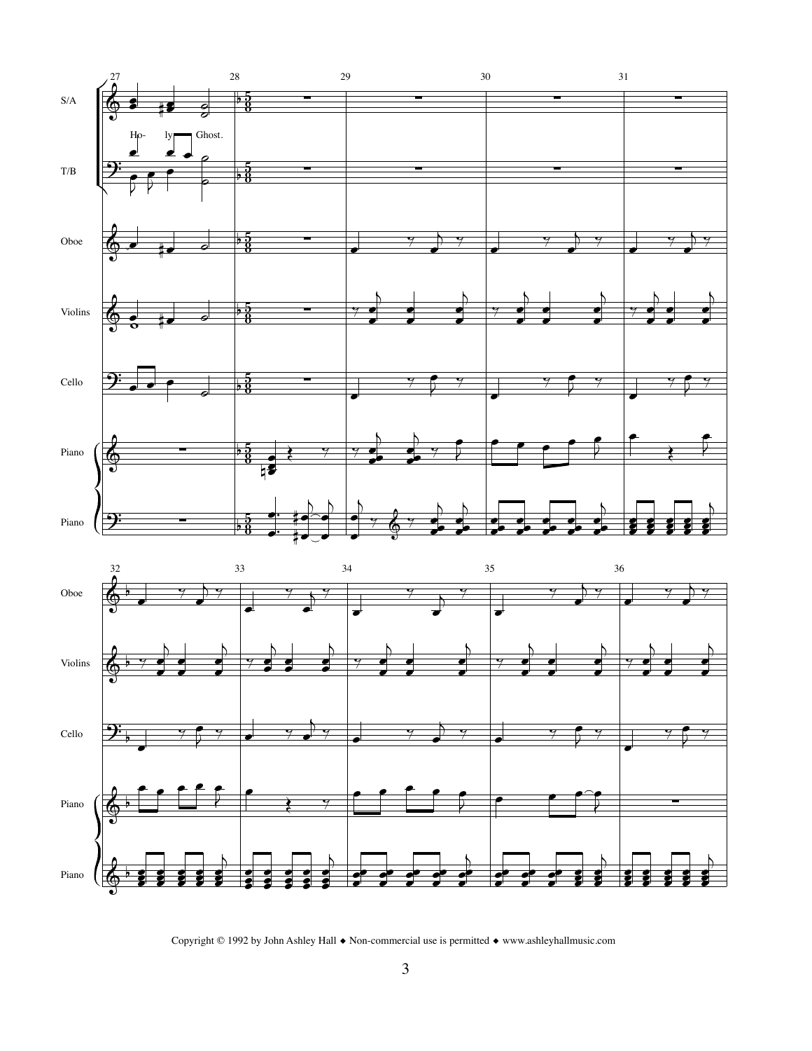S/A

T/B

Oboe

Violins

Cello

Piano

Piano

Ho- ly Ghost.

Copyright © 1992 by John Ashley Hall ◆ Non-commercial use is permitted ◆ www.ashleyhallmusic.com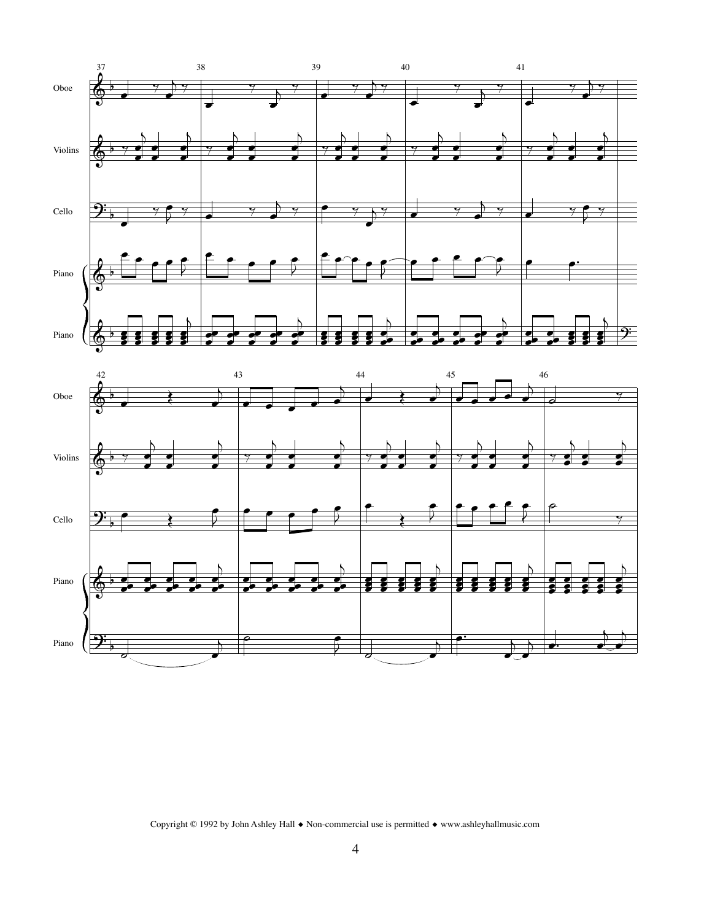Copyright © 1992 by John Ashley Hall ◆ Non-commercial use is permitted ◆ www.ashleyhallmusic.com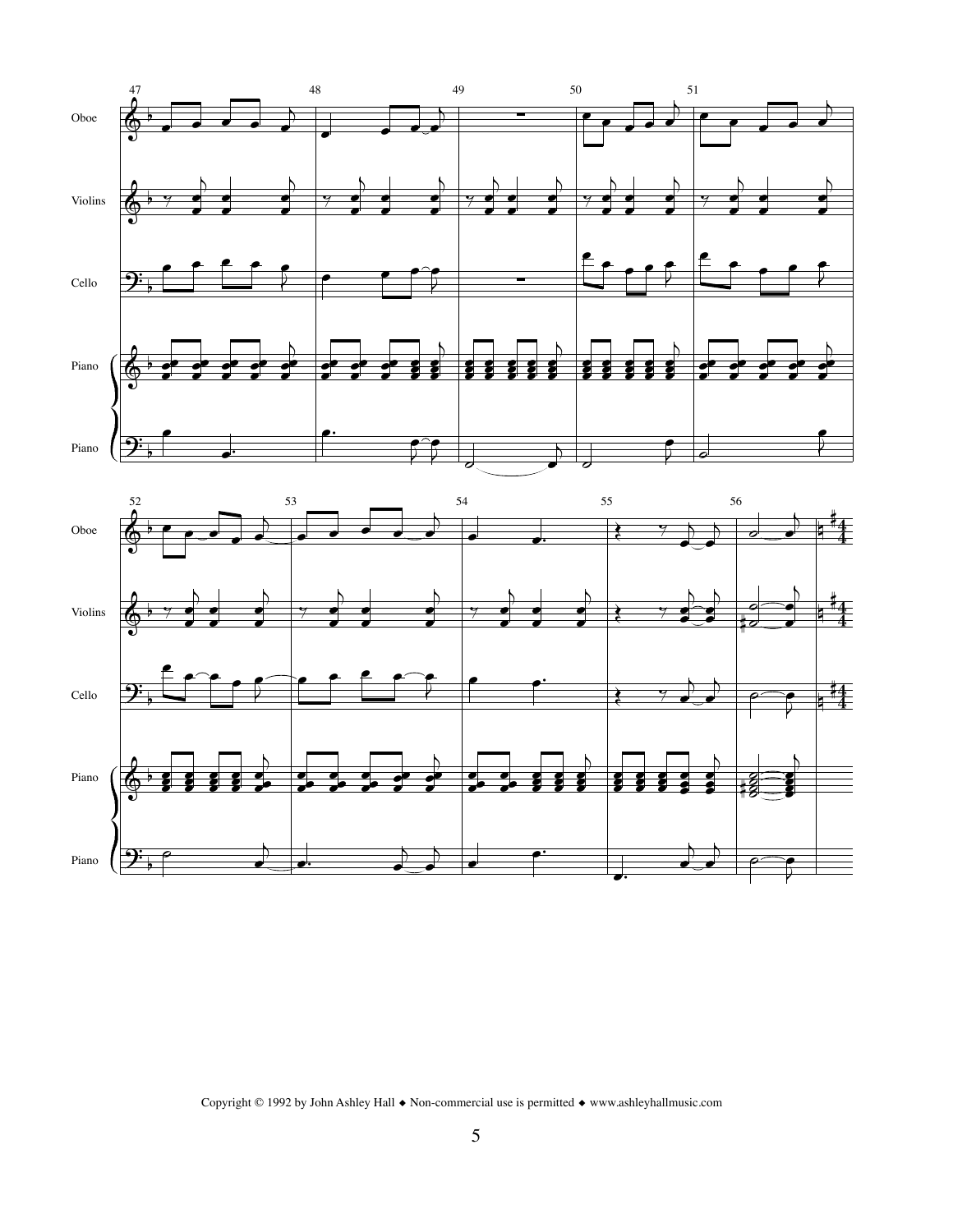Copyright © 1992 by John Ashley Hall ◆ Non-commercial use is permitted ◆ www.ashleyhallmusic.com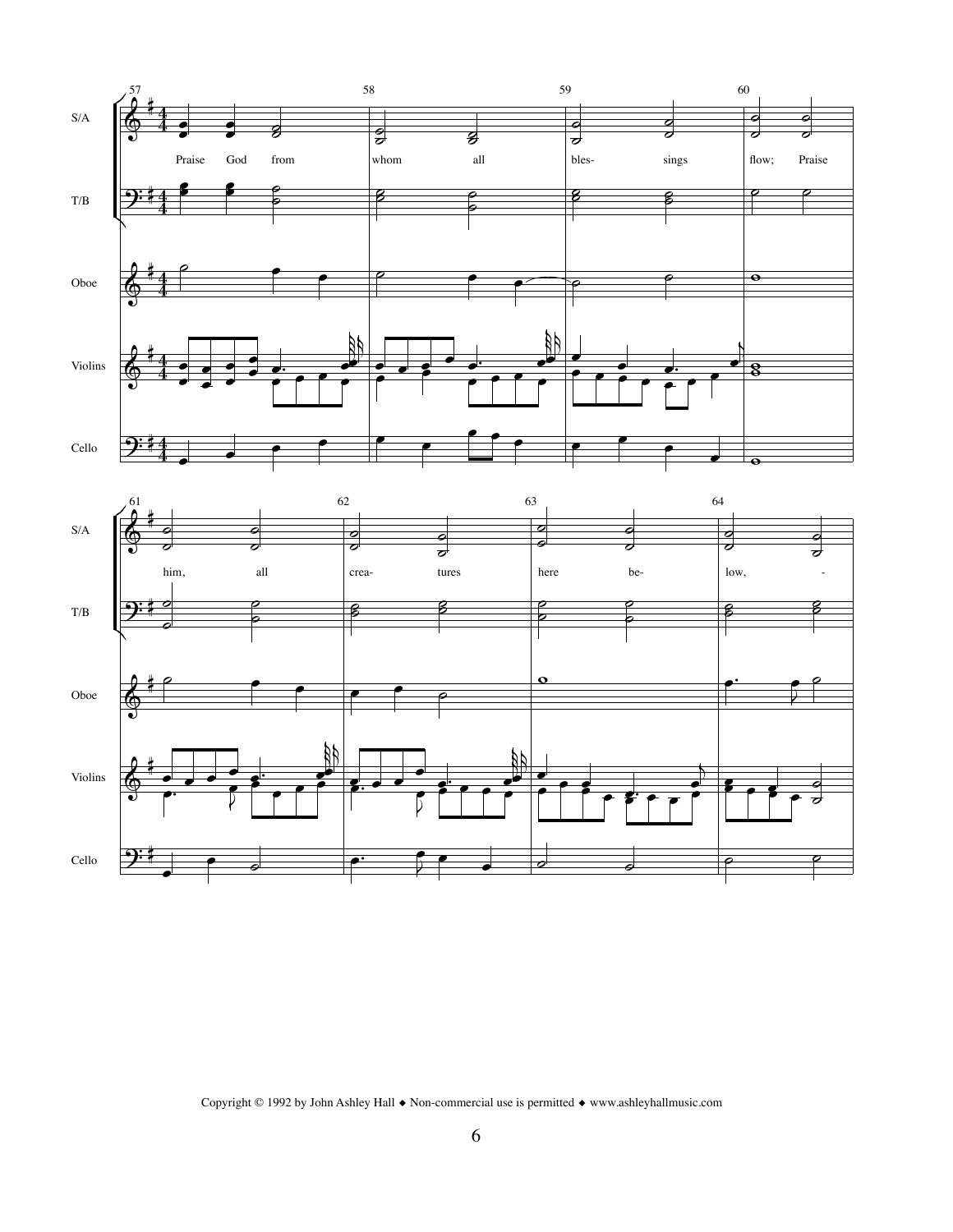Praise God from whom all bles- sings flow; Praise him, all crea- tures here be- low,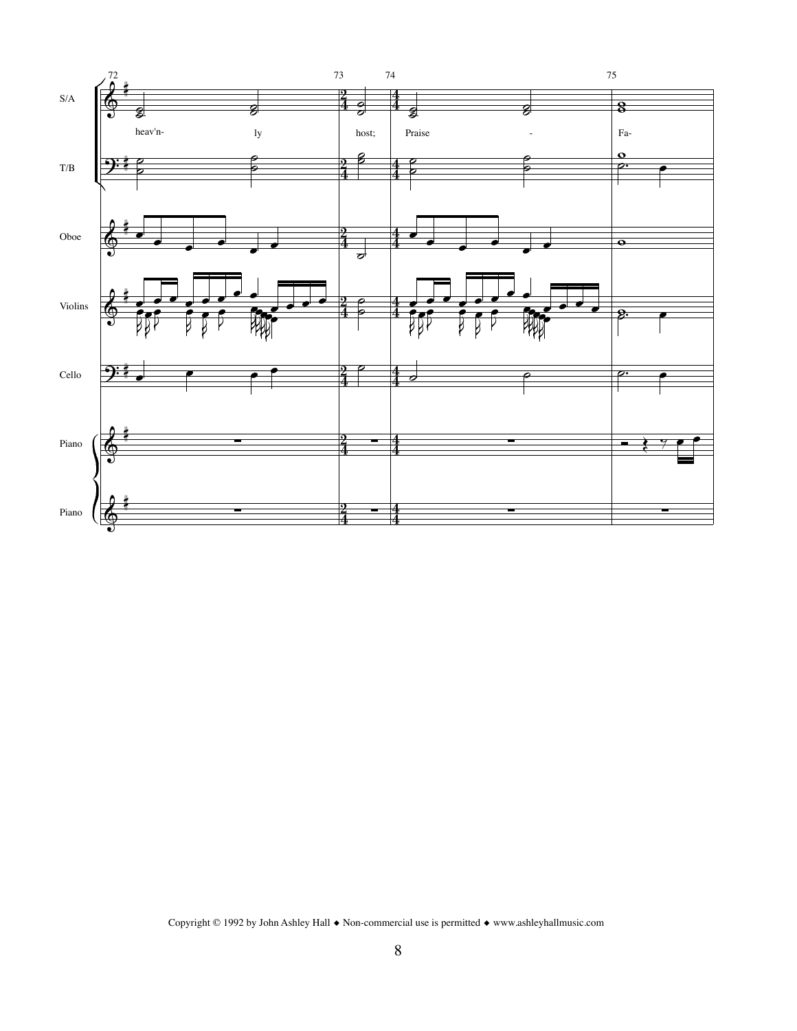Copyright © 1992 by John Ashley Hall ◆ Non-commercial use is permitted ◆ www.ashleyhallmusic.com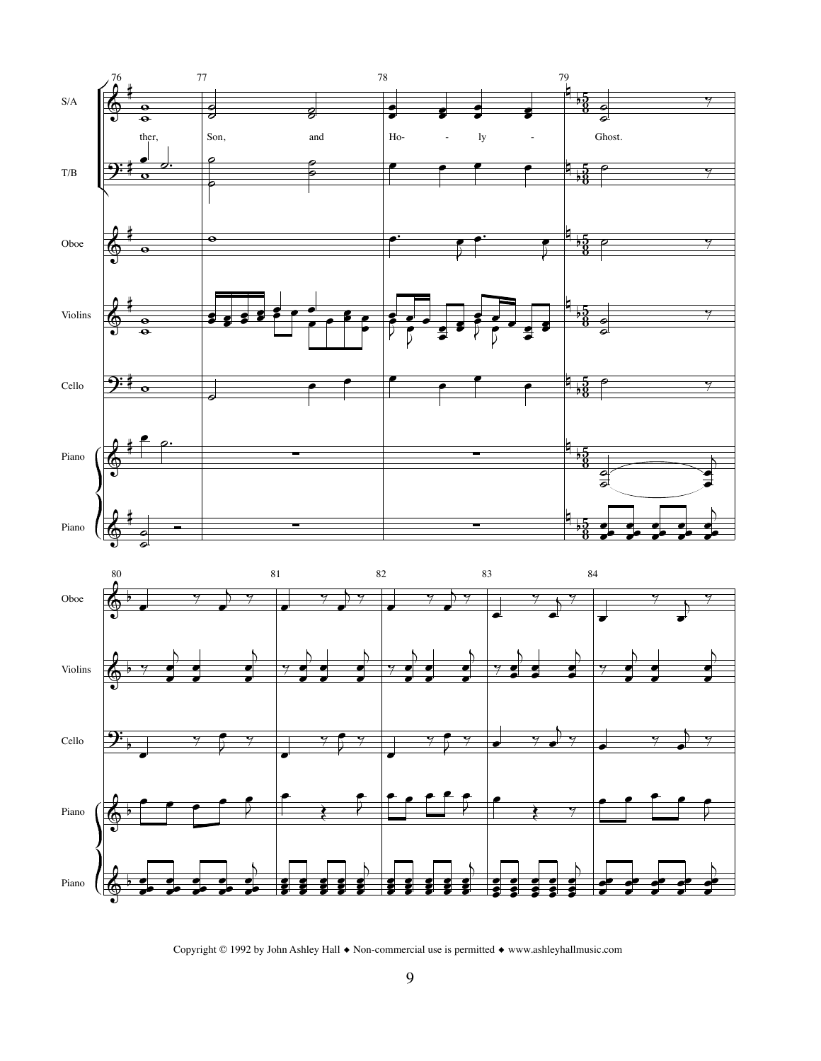76 77 78 79

S/A

ther, Son, and Ho- - ly - Ghost.

T/B

Oboe

Violins

Cello

Piano

Piano

80 81 82 83 84

Oboe

Violins

Cello

Piano

Piano

Copyright © 1992 by John Ashley Hall ◆ Non-commercial use is permitted ◆ www.ashleyhallmusic.com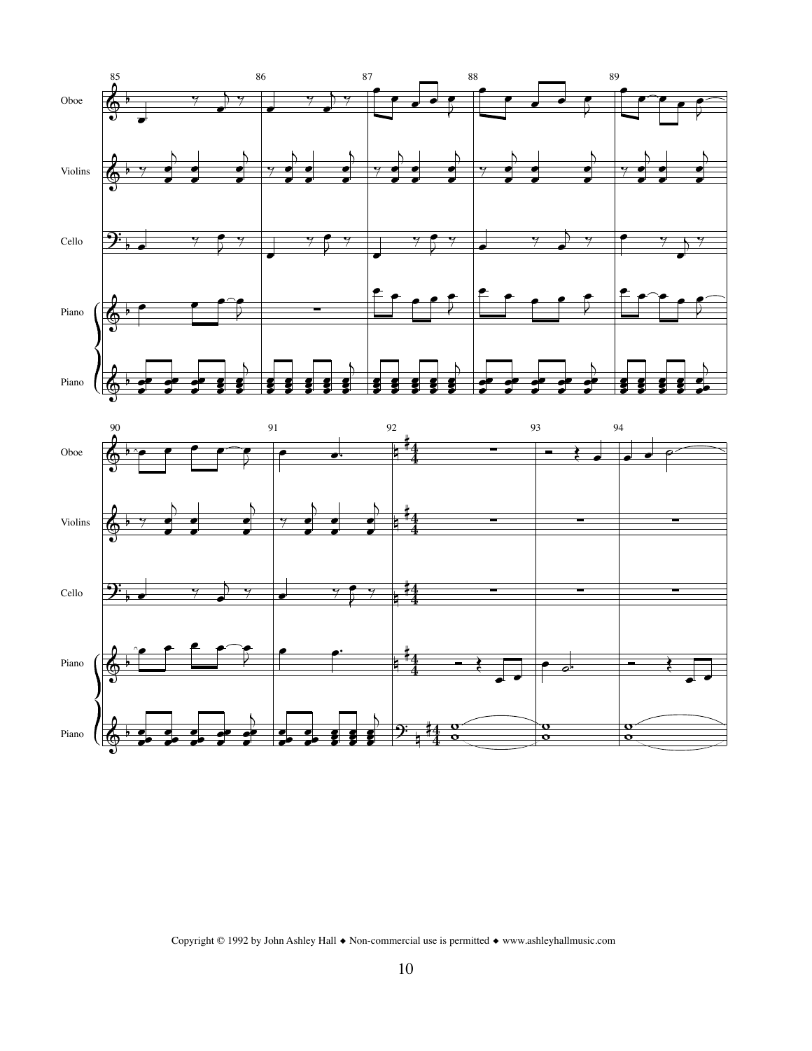Copyright © 1992 by John Ashley Hall ◆ Non-commercial use is permitted ◆ www.ashleyhallmusic.com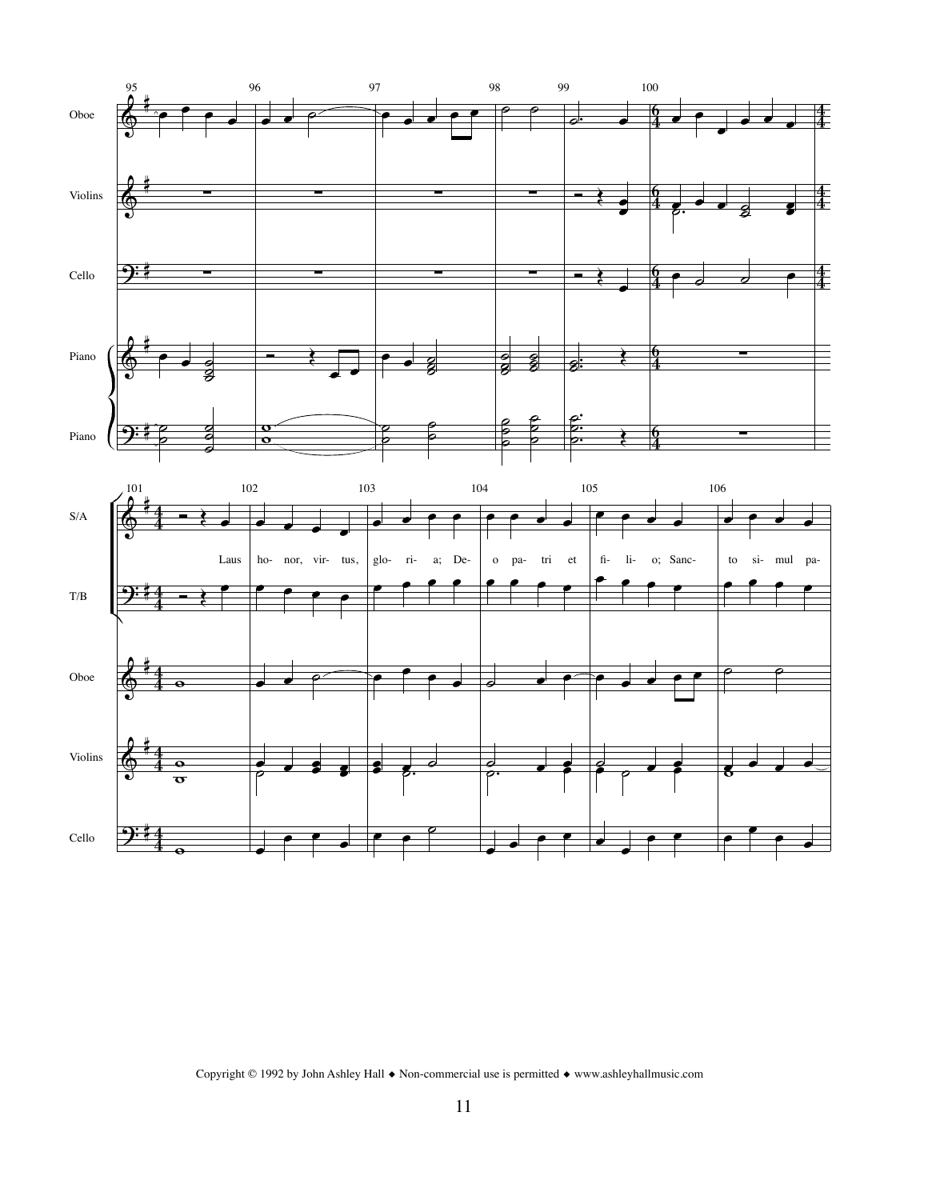95 96 97 98 99 100

Oboe

Violins

Cello

Piano

Piano

101 102 103 104 105 106

S/A

Laus ho- nor, vir- tus, glo- ri- a; De- o pa- tri et fi- li- o; Sanc- to si- mul pa-

T/B

Oboe

Violins

Cello

Copyright © 1992 by John Ashley Hall ◆ Non-commercial use is permitted ◆ www.ashleyhallmusic.com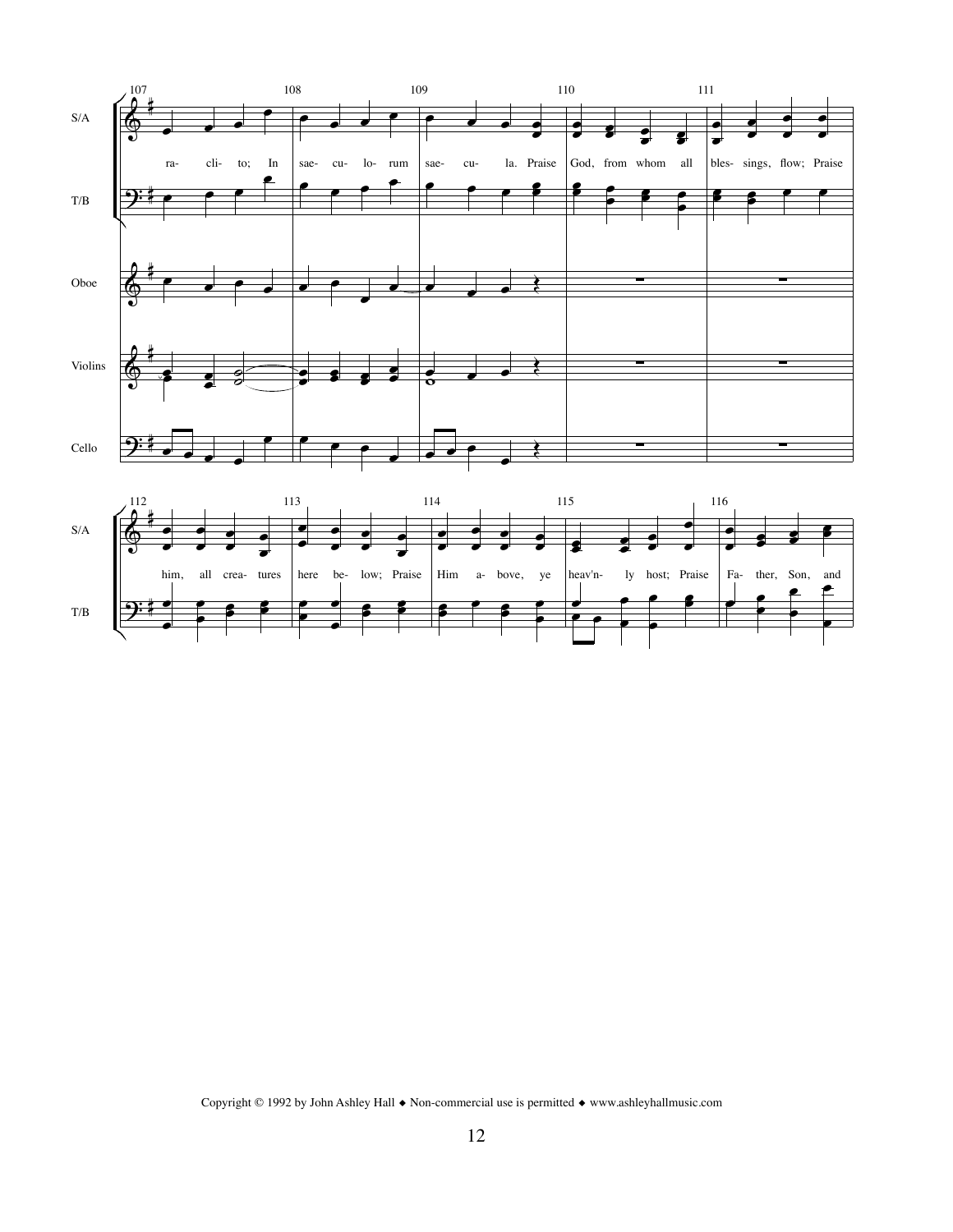S/A

ra- cli- to; In sae- cu- lo- rum sae- cu- la. Praise God, from whom all bles- sings, flow; Praise

T/B

Oboe

Violins

Cello

S/A

him, all crea- tures here be- low; Praise Him a- bove, ye heav'n- ly host; Praise Fa- ther, Son, and

T/B

Copyright © 1992 by John Ashley Hall ◆ Non-commercial use is permitted ◆ www.ashleyhallmusic.com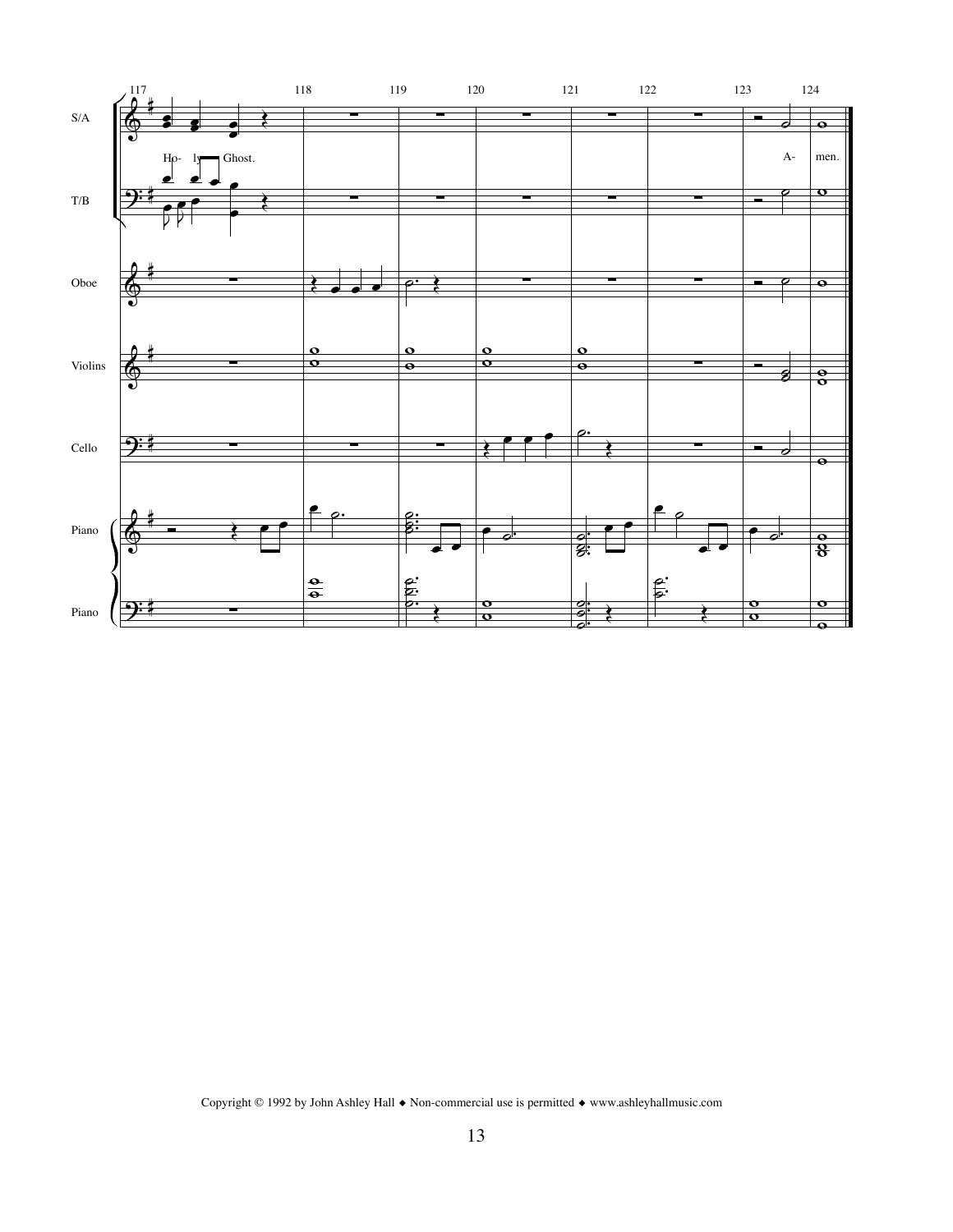Copyright © 1992 by John Ashley Hall ◆ Non-commercial use is permitted ◆ www.ashleyhallmusic.com